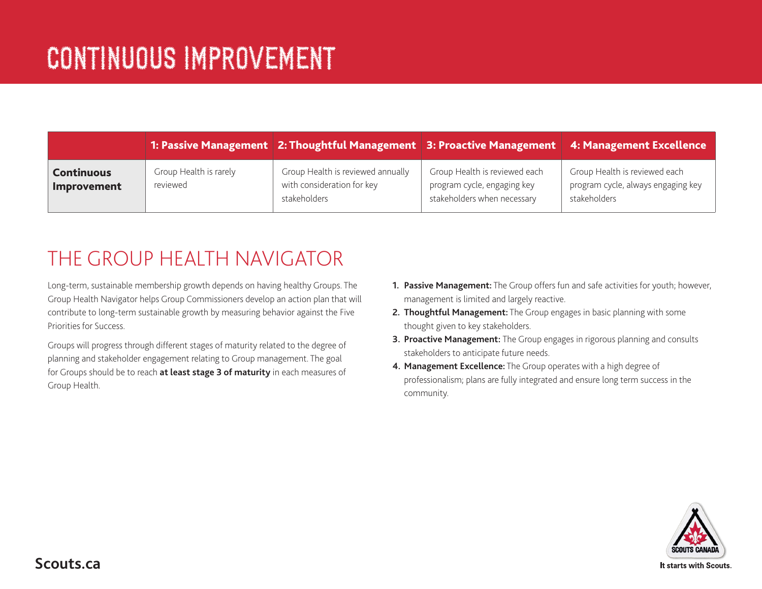# CONTINUOUS IMPROVEMENT

| | 1: Passive Management | 2: Thoughtful Management | 3: Proactive Management | 4: Management Excellence |
|---|---|---|---|---|
| **Continuous Improvement** | Group Health is rarely reviewed | Group Health is reviewed annually with consideration for key stakeholders | Group Health is reviewed each program cycle, engaging key stakeholders when necessary | Group Health is reviewed each program cycle, always engaging key stakeholders |

## THE GROUP HEALTH NAVIGATOR

Long-term, sustainable membership growth depends on having healthy Groups. The Group Health Navigator helps Group Commissioners develop an action plan that will contribute to long-term sustainable growth by measuring behavior against the Five Priorities for Success.

Groups will progress through different stages of maturity related to the degree of planning and stakeholder engagement relating to Group management. The goal for Groups should be to reach **at least stage 3 of maturity** in each measures of Group Health.

1. **Passive Management:** The Group offers fun and safe activities for youth; however, management is limited and largely reactive.
2. **Thoughtful Management:** The Group engages in basic planning with some thought given to key stakeholders.
3. **Proactive Management:** The Group engages in rigorous planning and consults stakeholders to anticipate future needs.
4. **Management Excellence:** The Group operates with a high degree of professionalism; plans are fully integrated and ensure long term success in the community.

Scouts.ca

SCOUTS CANADA

It starts with Scouts.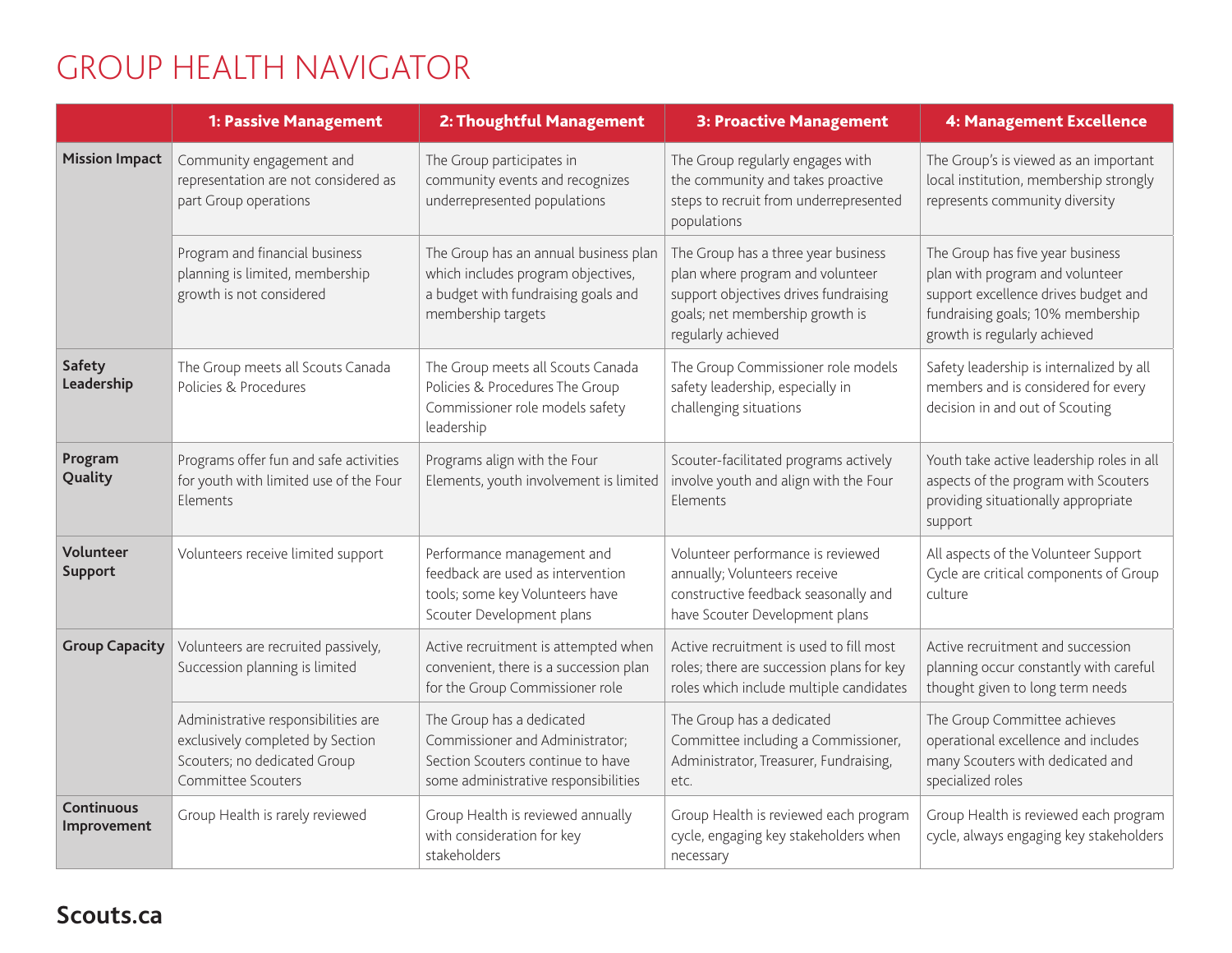# GROUP HEALTH NAVIGATOR

| | 1: Passive Management | 2: Thoughtful Management | 3: Proactive Management | 4: Management Excellence |
|---|---|---|---|---|
| **Mission Impact** | Community engagement and representation are not considered as part Group operations | The Group participates in community events and recognizes underrepresented populations | The Group regularly engages with the community and takes proactive steps to recruit from underrepresented populations | The Group's is viewed as an important local institution, membership strongly represents community diversity |
| | Program and financial business planning is limited, membership growth is not considered | The Group has an annual business plan which includes program objectives, a budget with fundraising goals and membership targets | The Group has a three year business plan where program and volunteer support objectives drives fundraising goals; net membership growth is regularly achieved | The Group has five year business plan with program and volunteer support excellence drives budget and fundraising goals; 10% membership growth is regularly achieved |
| **Safety Leadership** | The Group meets all Scouts Canada Policies & Procedures | The Group meets all Scouts Canada Policies & Procedures The Group Commissioner role models safety leadership | The Group Commissioner role models safety leadership, especially in challenging situations | Safety leadership is internalized by all members and is considered for every decision in and out of Scouting |
| **Program Quality** | Programs offer fun and safe activities for youth with limited use of the Four Elements | Programs align with the Four Elements, youth involvement is limited | Scouter-facilitated programs actively involve youth and align with the Four Elements | Youth take active leadership roles in all aspects of the program with Scouters providing situationally appropriate support |
| **Volunteer Support** | Volunteers receive limited support | Performance management and feedback are used as intervention tools; some key Volunteers have Scouter Development plans | Volunteer performance is reviewed annually; Volunteers receive constructive feedback seasonally and have Scouter Development plans | All aspects of the Volunteer Support Cycle are critical components of Group culture |
| **Group Capacity** | Volunteers are recruited passively, Succession planning is limited | Active recruitment is attempted when convenient, there is a succession plan for the Group Commissioner role | Active recruitment is used to fill most roles; there are succession plans for key roles which include multiple candidates | Active recruitment and succession planning occur constantly with careful thought given to long term needs |
| | Administrative responsibilities are exclusively completed by Section Scouters; no dedicated Group Committee Scouters | The Group has a dedicated Commissioner and Administrator; Section Scouters continue to have some administrative responsibilities | The Group has a dedicated Committee including a Commissioner, Administrator, Treasurer, Fundraising, etc. | The Group Committee achieves operational excellence and includes many Scouters with dedicated and specialized roles |
| **Continuous Improvement** | Group Health is rarely reviewed | Group Health is reviewed annually with consideration for key stakeholders | Group Health is reviewed each program cycle, engaging key stakeholders when necessary | Group Health is reviewed each program cycle, always engaging key stakeholders |

**Scouts.ca**